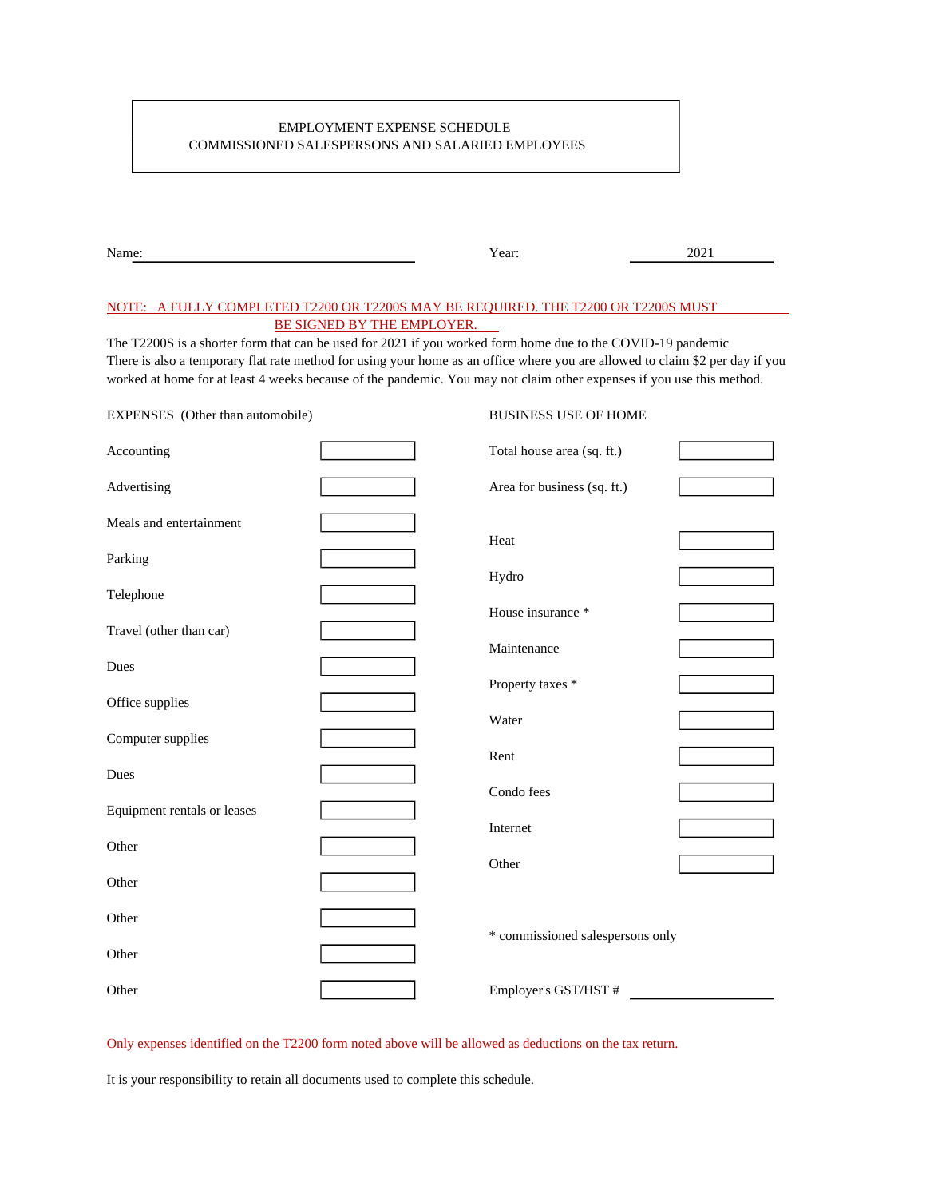# EMPLOYMENT EXPENSE SCHEDULE
## COMMISSIONED SALESPERSONS AND SALARIED EMPLOYEES

Name: ______________________________ Year: 2021

NOTE: A FULLY COMPLETED T2200 OR T2200S MAY BE REQUIRED. THE T2200 OR T2200S MUST BE SIGNED BY THE EMPLOYER.

The T2200S is a shorter form that can be used for 2021 if you worked form home due to the COVID-19 pandemic
There is also a temporary flat rate method for using your home as an office where you are allowed to claim $2 per day if you worked at home for at least 4 weeks because of the pandemic. You may not claim other expenses if you use this method.

| EXPENSES (Other than automobile) | |
|---|---|
| Accounting | |
| Advertising | |
| Meals and entertainment | |
| Parking | |
| Telephone | |
| Travel (other than car) | |
| Dues | |
| Office supplies | |
| Computer supplies | |
| Dues | |
| Equipment rentals or leases | |
| Other | |
| Other | |
| Other | |
| Other | |
| Other | |

| BUSINESS USE OF HOME | |
|---|---|
| Total house area (sq. ft.) | |
| Area for business (sq. ft.) | |
| Heat | |
| Hydro | |
| House insurance * | |
| Maintenance | |
| Property taxes * | |
| Water | |
| Rent | |
| Condo fees | |
| Internet | |
| Other | |

\* commissioned salespersons only

Employer's GST/HST # ____________________

Only expenses identified on the T2200 form noted above will be allowed as deductions on the tax return.

It is your responsibility to retain all documents used to complete this schedule.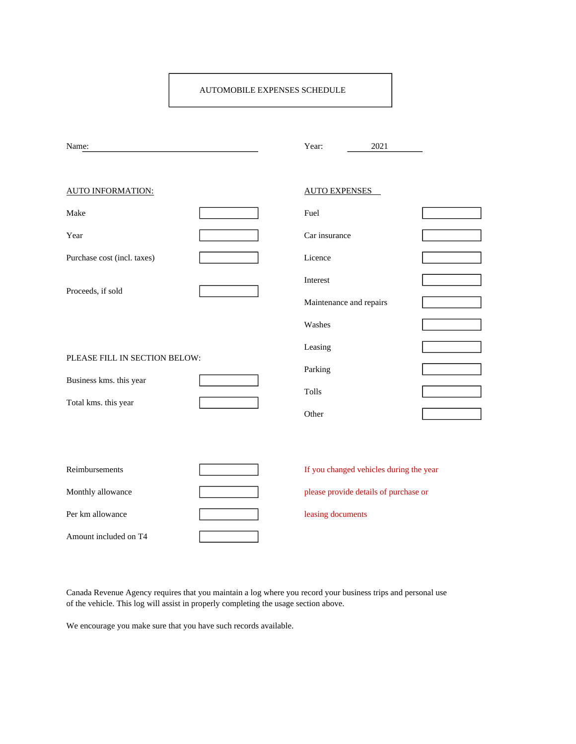# AUTOMOBILE EXPENSES SCHEDULE

Name: ______________________________ Year: 2021

| AUTO INFORMATION: | | AUTO EXPENSES | |
|---|---|---|---|
| Make | | Fuel | |
| Year | | Car insurance | |
| Purchase cost (incl. taxes) | | Licence | |
| | | Interest | |
| Proceeds, if sold | | Maintenance and repairs | |
| | | Washes | |
| | | Leasing | |
| PLEASE FILL IN SECTION BELOW: | | Parking | |
| Business kms. this year | | Tolls | |
| Total kms. this year | | Other | |

| | |
|---|---|
| Reimbursements | |
| Monthly allowance | |
| Per km allowance | |
| Amount included on T4 | |

If you changed vehicles during the year

please provide details of purchase or

leasing documents

Canada Revenue Agency requires that you maintain a log where you record your business trips and personal use of the vehicle. This log will assist in properly completing the usage section above.

We encourage you make sure that you have such records available.